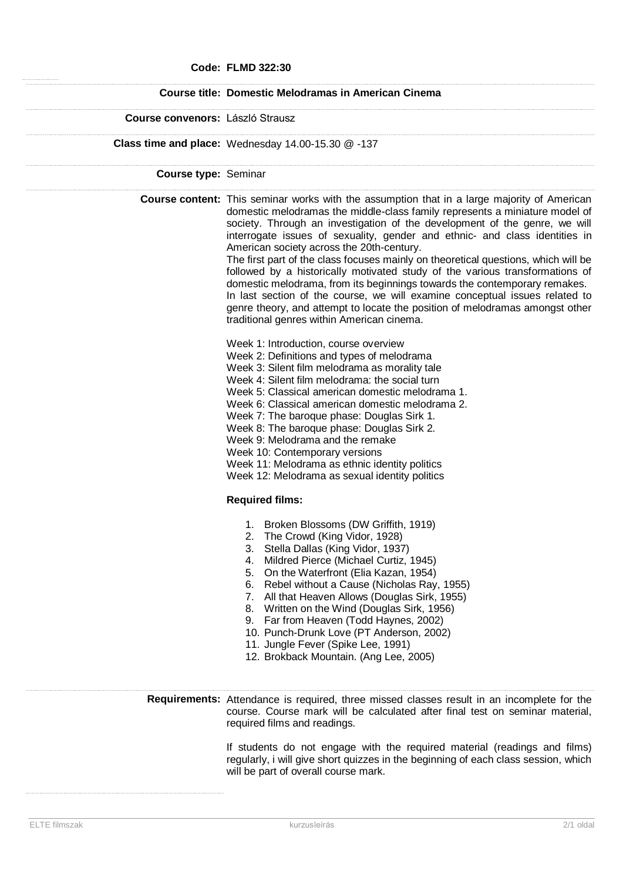**Code:** **FLMD 322:30**

**Course title:** **Domestic Melodramas in American Cinema**

**Course convenors:** László Strausz

**Class time and place:** Wednesday 14.00-15.30 @ -137

**Course type:** Seminar

**Course content:** This seminar works with the assumption that in a large majority of American domestic melodramas the middle-class family represents a miniature model of society. Through an investigation of the development of the genre, we will interrogate issues of sexuality, gender and ethnic- and class identities in American society across the 20th-century.
The first part of the class focuses mainly on theoretical questions, which will be followed by a historically motivated study of the various transformations of domestic melodrama, from its beginnings towards the contemporary remakes.
In last section of the course, we will examine conceptual issues related to genre theory, and attempt to locate the position of melodramas amongst other traditional genres within American cinema.

Week 1: Introduction, course overview
Week 2: Definitions and types of melodrama
Week 3: Silent film melodrama as morality tale
Week 4: Silent film melodrama: the social turn
Week 5: Classical american domestic melodrama 1.
Week 6: Classical american domestic melodrama 2.
Week 7: The baroque phase: Douglas Sirk 1.
Week 8: The baroque phase: Douglas Sirk 2.
Week 9: Melodrama and the remake
Week 10: Contemporary versions
Week 11: Melodrama as ethnic identity politics
Week 12: Melodrama as sexual identity politics

**Required films:**

1. Broken Blossoms (DW Griffith, 1919)
2. The Crowd (King Vidor, 1928)
3. Stella Dallas (King Vidor, 1937)
4. Mildred Pierce (Michael Curtiz, 1945)
5. On the Waterfront (Elia Kazan, 1954)
6. Rebel without a Cause (Nicholas Ray, 1955)
7. All that Heaven Allows (Douglas Sirk, 1955)
8. Written on the Wind (Douglas Sirk, 1956)
9. Far from Heaven (Todd Haynes, 2002)
10. Punch-Drunk Love (PT Anderson, 2002)
11. Jungle Fever (Spike Lee, 1991)
12. Brokback Mountain. (Ang Lee, 2005)

**Requirements:** Attendance is required, three missed classes result in an incomplete for the course. Course mark will be calculated after final test on seminar material, required films and readings.

If students do not engage with the required material (readings and films) regularly, i will give short quizzes in the beginning of each class session, which will be part of overall course mark.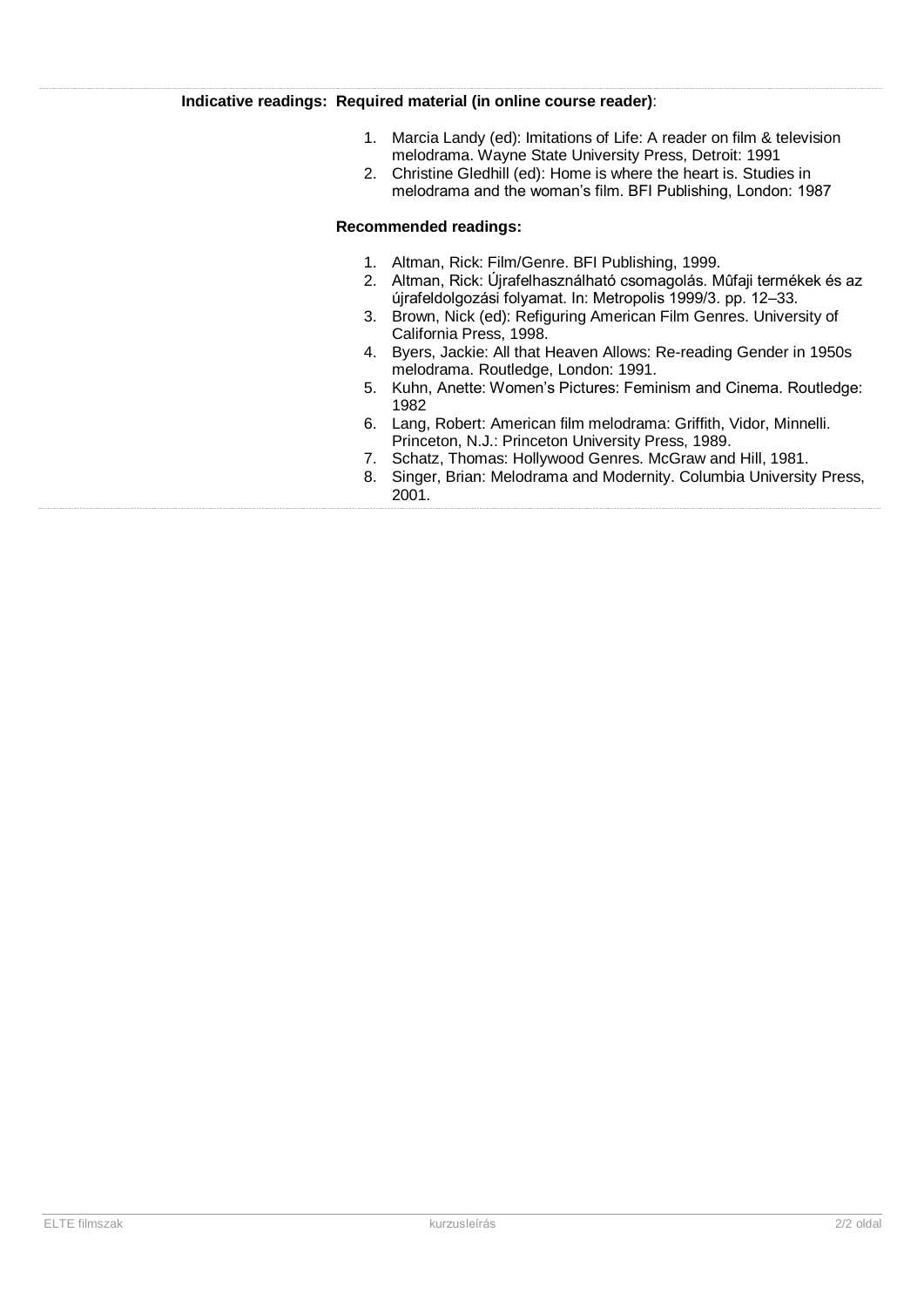**Indicative readings:** **Required material (in online course reader)**:

1. Marcia Landy (ed): Imitations of Life: A reader on film & television melodrama. Wayne State University Press, Detroit: 1991
2. Christine Gledhill (ed): Home is where the heart is. Studies in melodrama and the woman's film. BFI Publishing, London: 1987

**Recommended readings:**

1. Altman, Rick: Film/Genre. BFI Publishing, 1999.
2. Altman, Rick: Újrafelhasználható csomagolás. Mûfaji termékek és az újrafeldolgozási folyamat. In: Metropolis 1999/3. pp. 12–33.
3. Brown, Nick (ed): Refiguring American Film Genres. University of California Press, 1998.
4. Byers, Jackie: All that Heaven Allows: Re-reading Gender in 1950s melodrama. Routledge, London: 1991.
5. Kuhn, Anette: Women's Pictures: Feminism and Cinema. Routledge: 1982
6. Lang, Robert: American film melodrama: Griffith, Vidor, Minnelli. Princeton, N.J.: Princeton University Press, 1989.
7. Schatz, Thomas: Hollywood Genres. McGraw and Hill, 1981.
8. Singer, Brian: Melodrama and Modernity. Columbia University Press, 2001.